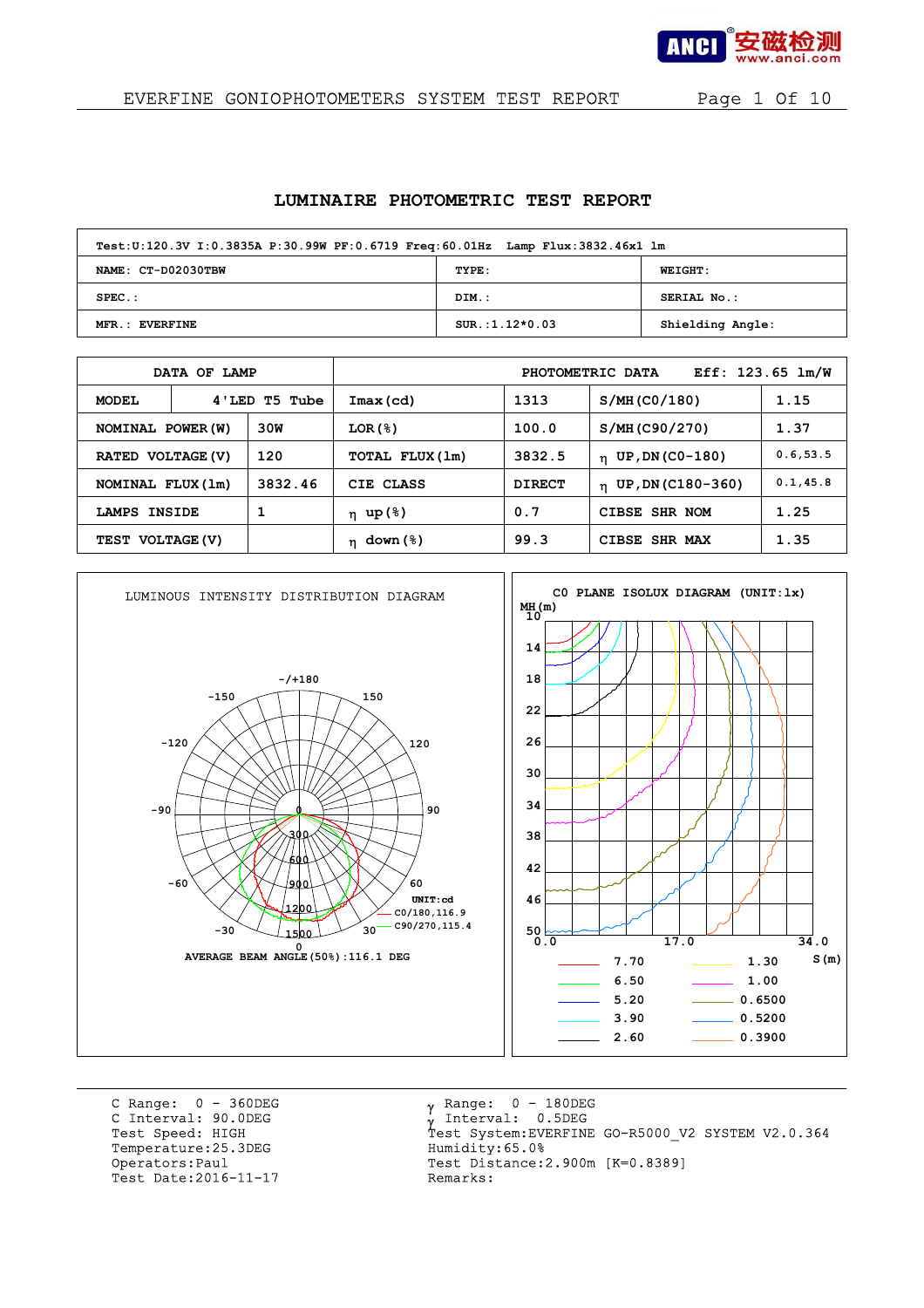EVERFINE GONIOPHOTOMETERS SYSTEM TEST REPORT

# LUMINAIRE PHOTOMETRIC TEST REPORT

| Test:U:120.3V I:0.3835A P:30.99W PF:0.6719 Freq:60.01Hz Lamp Flux:3832.46x1 lm | | |
|---|---|---|
| NAME: CT-D02030TBW | TYPE: | WEIGHT: |
| SPEC.: | DIM.: | SERIAL No.: |
| MFR.: EVERFINE | SUR.:1.12*0.03 | Shielding Angle: |

| DATA OF LAMP | | PHOTOMETRIC DATA | | Eff: 123.65 lm/W | |
|---|---|---|---|---|---|
| MODEL | 4'LED T5 Tube | Imax(cd) | 1313 | S/MH(C0/180) | 1.15 |
| NOMINAL POWER(W) | 30W | LOR(%) | 100.0 | S/MH(C90/270) | 1.37 |
| RATED VOLTAGE(V) | 120 | TOTAL FLUX(lm) | 3832.5 | η UP,DN(C0-180) | 0.6,53.5 |
| NOMINAL FLUX(lm) | 3832.46 | CIE CLASS | DIRECT | η UP,DN(C180-360) | 0.1,45.8 |
| LAMPS INSIDE | 1 | η up(%) | 0.7 | CIBSE SHR NOM | 1.25 |
| TEST VOLTAGE(V) | | η down(%) | 99.3 | CIBSE SHR MAX | 1.35 |

LUMINOUS INTENSITY DISTRIBUTION DIAGRAM

UNIT:cd
C0/180,116.9
C90/270,115.4

AVERAGE BEAM ANGLE(50%):116.1 DEG

C0 PLANE ISOLUX DIAGRAM (UNIT:lx)

| Line | Value | Line | Value |
|---|---|---|---|
| red | 7.70 | yellow | 1.30 |
| green | 6.50 | magenta | 1.00 |
| green | 5.20 | | 0.6500 |
| | 3.90 | | 0.5200 |
| | 2.60 | | 0.3900 |

C Range: 0 - 360DEG
C Interval: 90.0DEG
Test Speed: HIGH
Temperature:25.3DEG
Operators:Paul
Test Date:2016-11-17

γ Range: 0 - 180DEG
γ Interval: 0.5DEG
Test System:EVERFINE GO-R5000_V2 SYSTEM V2.0.364
Humidity:65.0%
Test Distance:2.900m [K=0.8389]
Remarks: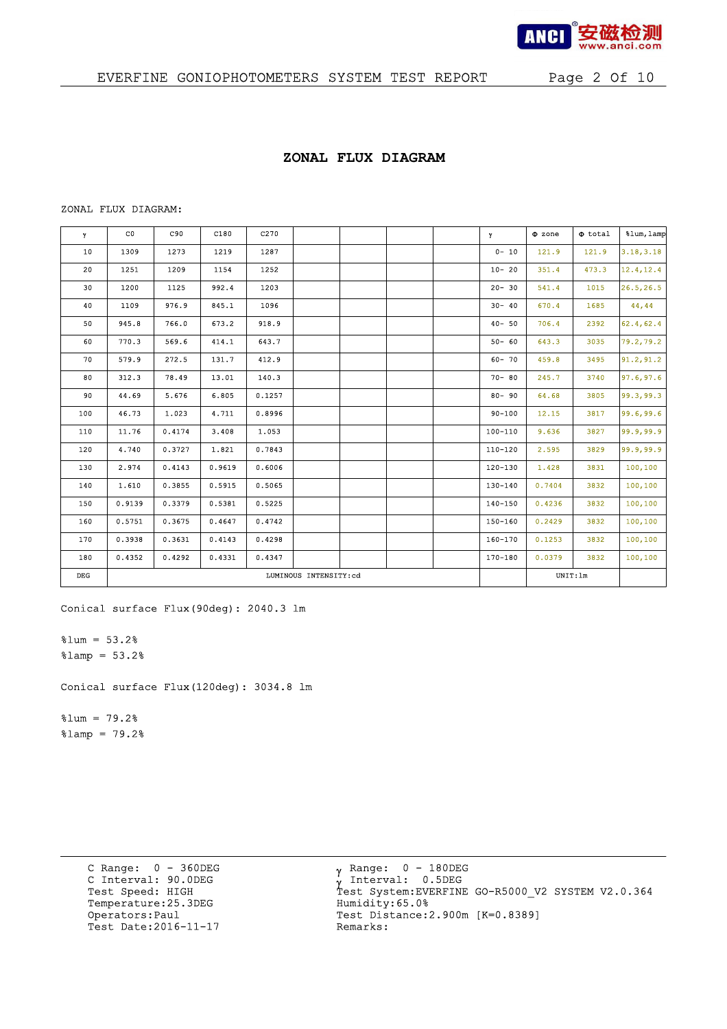## ZONAL FLUX DIAGRAM

ZONAL FLUX DIAGRAM:

| γ | C0 | C90 | C180 | C270 | | | | | γ | Φ zone | Φ total | %lum,lamp |
|---|---|---|---|---|---|---|---|---|---|---|---|---|
| 10 | 1309 | 1273 | 1219 | 1287 | | | | | 0- 10 | 121.9 | 121.9 | 3.18,3.18 |
| 20 | 1251 | 1209 | 1154 | 1252 | | | | | 10- 20 | 351.4 | 473.3 | 12.4,12.4 |
| 30 | 1200 | 1125 | 992.4 | 1203 | | | | | 20- 30 | 541.4 | 1015 | 26.5,26.5 |
| 40 | 1109 | 976.9 | 845.1 | 1096 | | | | | 30- 40 | 670.4 | 1685 | 44,44 |
| 50 | 945.8 | 766.0 | 673.2 | 918.9 | | | | | 40- 50 | 706.4 | 2392 | 62.4,62.4 |
| 60 | 770.3 | 569.6 | 414.1 | 643.7 | | | | | 50- 60 | 643.3 | 3035 | 79.2,79.2 |
| 70 | 579.9 | 272.5 | 131.7 | 412.9 | | | | | 60- 70 | 459.8 | 3495 | 91.2,91.2 |
| 80 | 312.3 | 78.49 | 13.01 | 140.3 | | | | | 70- 80 | 245.7 | 3740 | 97.6,97.6 |
| 90 | 44.69 | 5.676 | 6.805 | 0.1257 | | | | | 80- 90 | 64.68 | 3805 | 99.3,99.3 |
| 100 | 46.73 | 1.023 | 4.711 | 0.8996 | | | | | 90-100 | 12.15 | 3817 | 99.6,99.6 |
| 110 | 11.76 | 0.4174 | 3.408 | 1.053 | | | | | 100-110 | 9.636 | 3827 | 99.9,99.9 |
| 120 | 4.740 | 0.3727 | 1.821 | 0.7843 | | | | | 110-120 | 2.595 | 3829 | 99.9,99.9 |
| 130 | 2.974 | 0.4143 | 0.9619 | 0.6006 | | | | | 120-130 | 1.428 | 3831 | 100,100 |
| 140 | 1.610 | 0.3855 | 0.5915 | 0.5065 | | | | | 130-140 | 0.7404 | 3832 | 100,100 |
| 150 | 0.9139 | 0.3379 | 0.5381 | 0.5225 | | | | | 140-150 | 0.4236 | 3832 | 100,100 |
| 160 | 0.5751 | 0.3675 | 0.4647 | 0.4742 | | | | | 150-160 | 0.2429 | 3832 | 100,100 |
| 170 | 0.3938 | 0.3631 | 0.4143 | 0.4298 | | | | | 160-170 | 0.1253 | 3832 | 100,100 |
| 180 | 0.4352 | 0.4292 | 0.4331 | 0.4347 | | | | | 170-180 | 0.0379 | 3832 | 100,100 |
| DEG | LUMINOUS INTENSITY:cd | | | | | | | | | UNIT:lm | | |

Conical surface Flux(90deg): 2040.3 lm

%lum = 53.2%
%lamp = 53.2%

Conical surface Flux(120deg): 3034.8 lm

%lum = 79.2%
%lamp = 79.2%

C Range: 0 - 360DEG
C Interval: 90.0DEG
Test Speed: HIGH
Temperature:25.3DEG
Operators:Paul
Test Date:2016-11-17

γ Range: 0 - 180DEG
γ Interval: 0.5DEG
Test System:EVERFINE GO-R5000_V2 SYSTEM V2.0.364
Humidity:65.0%
Test Distance:2.900m [K=0.8389]
Remarks: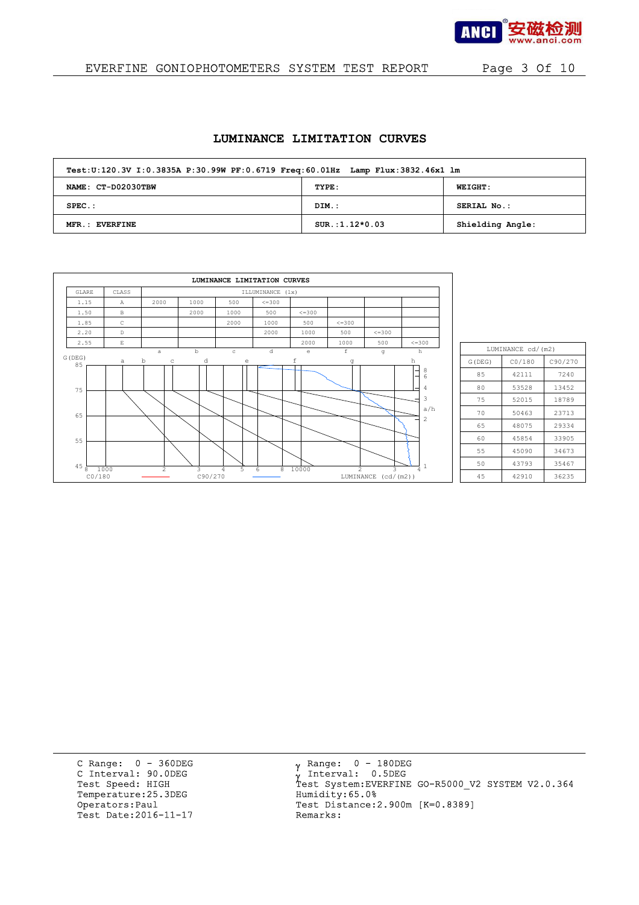# LUMINANCE LIMITATION CURVES

| Test:U:120.3V I:0.3835A P:30.99W PF:0.6719 Freq:60.01Hz Lamp Flux:3832.46x1 lm | | |
|---|---|---|
| **NAME: CT-D02030TBW** | **TYPE:** | **WEIGHT:** |
| **SPEC.:** | **DIM.:** | **SERIAL No.:** |
| **MFR.: EVERFINE** | **SUR.:1.12*0.03** | **Shielding Angle:** |

**LUMINANCE LIMITATION CURVES**

| GLARE | CLASS | ILLUMINANCE (lx) | | | | | | | |
|---|---|---|---|---|---|---|---|---|---|
| 1.15 | A | 2000 | 1000 | 500 | <=300 | | | | |
| 1.50 | B | | 2000 | 1000 | 500 | <=300 | | | |
| 1.85 | C | | | 2000 | 1000 | 500 | <=300 | | |
| 2.20 | D | | | | 2000 | 1000 | 500 | <=300 | |
| 2.55 | E | | | | | 2000 | 1000 | 500 | <=300 |
| | | a | b | c | d | e | f | g | h |

G(DEG) axis: 85, 75, 65, 55, 45

LUMINANCE (cd/(m2)) axis: 8, 1000, 2, 3, 4, 5, 6, 8, 10000, 2, 3, 4

Legend: C0/180 — C90/270

| G(DEG) | C0/180 | C90/270 |
|---|---|---|
| 85 | 42111 | 7240 |
| 80 | 53528 | 13452 |
| 75 | 52015 | 18789 |
| 70 | 50463 | 23713 |
| 65 | 48075 | 29334 |
| 60 | 45854 | 33905 |
| 55 | 45090 | 34673 |
| 50 | 43793 | 35467 |
| 45 | 42910 | 36235 |

LUMINANCE cd/(m2)

C Range: 0 - 360DEG
C Interval: 90.0DEG
Test Speed: HIGH
Temperature:25.3DEG
Operators:Paul
Test Date:2016-11-17

γ Range: 0 - 180DEG
γ Interval: 0.5DEG
Test System:EVERFINE GO-R5000_V2 SYSTEM V2.0.364
Humidity:65.0%
Test Distance:2.900m [K=0.8389]
Remarks: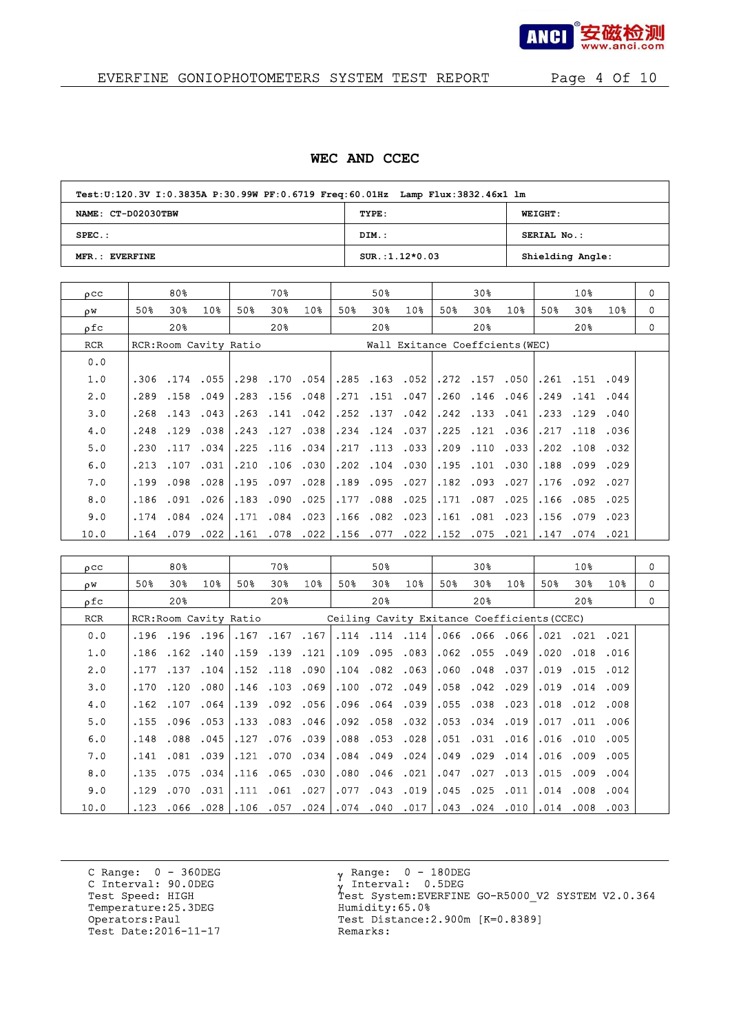# WEC AND CCEC

| Test:U:120.3V I:0.3835A P:30.99W PF:0.6719 Freq:60.01Hz Lamp Flux:3832.46x1 lm | | |
|---|---|---|
| NAME: CT-D02030TBW | TYPE: | WEIGHT: |
| SPEC.: | DIM.: | SERIAL No.: |
| MFR.: EVERFINE | SUR.:1.12*0.03 | Shielding Angle: |

| ρcc | 80% | | | 70% | | | 50% | | | 30% | | | 10% | | | 0 |
|---|---|---|---|---|---|---|---|---|---|---|---|---|---|---|---|---|
| ρw | 50% | 30% | 10% | 50% | 30% | 10% | 50% | 30% | 10% | 50% | 30% | 10% | 50% | 30% | 10% | 0 |
| ρfc | 20% | | | 20% | | | 20% | | | 20% | | | 20% | | | 0 |
| RCR | RCR:Room Cavity Ratio | | | | | | Wall Exitance Coeffcients(WEC) | | | | | | | | | |
| 0.0 | | | | | | | | | | | | | | | | |
| 1.0 | .306 | .174 | .055 | .298 | .170 | .054 | .285 | .163 | .052 | .272 | .157 | .050 | .261 | .151 | .049 | |
| 2.0 | .289 | .158 | .049 | .283 | .156 | .048 | .271 | .151 | .047 | .260 | .146 | .046 | .249 | .141 | .044 | |
| 3.0 | .268 | .143 | .043 | .263 | .141 | .042 | .252 | .137 | .042 | .242 | .133 | .041 | .233 | .129 | .040 | |
| 4.0 | .248 | .129 | .038 | .243 | .127 | .038 | .234 | .124 | .037 | .225 | .121 | .036 | .217 | .118 | .036 | |
| 5.0 | .230 | .117 | .034 | .225 | .116 | .034 | .217 | .113 | .033 | .209 | .110 | .033 | .202 | .108 | .032 | |
| 6.0 | .213 | .107 | .031 | .210 | .106 | .030 | .202 | .104 | .030 | .195 | .101 | .030 | .188 | .099 | .029 | |
| 7.0 | .199 | .098 | .028 | .195 | .097 | .028 | .189 | .095 | .027 | .182 | .093 | .027 | .176 | .092 | .027 | |
| 8.0 | .186 | .091 | .026 | .183 | .090 | .025 | .177 | .088 | .025 | .171 | .087 | .025 | .166 | .085 | .025 | |
| 9.0 | .174 | .084 | .024 | .171 | .084 | .023 | .166 | .082 | .023 | .161 | .081 | .023 | .156 | .079 | .023 | |
| 10.0 | .164 | .079 | .022 | .161 | .078 | .022 | .156 | .077 | .022 | .152 | .075 | .021 | .147 | .074 | .021 | |

| ρcc | 80% | | | 70% | | | 50% | | | 30% | | | 10% | | | 0 |
|---|---|---|---|---|---|---|---|---|---|---|---|---|---|---|---|---|
| ρw | 50% | 30% | 10% | 50% | 30% | 10% | 50% | 30% | 10% | 50% | 30% | 10% | 50% | 30% | 10% | 0 |
| ρfc | 20% | | | 20% | | | 20% | | | 20% | | | 20% | | | 0 |
| RCR | RCR:Room Cavity Ratio | | | | | | Ceiling Cavity Exitance Coefficients(CCEC) | | | | | | | | | |
| 0.0 | .196 | .196 | .196 | .167 | .167 | .167 | .114 | .114 | .114 | .066 | .066 | .066 | .021 | .021 | .021 | |
| 1.0 | .186 | .162 | .140 | .159 | .139 | .121 | .109 | .095 | .083 | .062 | .055 | .049 | .020 | .018 | .016 | |
| 2.0 | .177 | .137 | .104 | .152 | .118 | .090 | .104 | .082 | .063 | .060 | .048 | .037 | .019 | .015 | .012 | |
| 3.0 | .170 | .120 | .080 | .146 | .103 | .069 | .100 | .072 | .049 | .058 | .042 | .029 | .019 | .014 | .009 | |
| 4.0 | .162 | .107 | .064 | .139 | .092 | .056 | .096 | .064 | .039 | .055 | .038 | .023 | .018 | .012 | .008 | |
| 5.0 | .155 | .096 | .053 | .133 | .083 | .046 | .092 | .058 | .032 | .053 | .034 | .019 | .017 | .011 | .006 | |
| 6.0 | .148 | .088 | .045 | .127 | .076 | .039 | .088 | .053 | .028 | .051 | .031 | .016 | .016 | .010 | .005 | |
| 7.0 | .141 | .081 | .039 | .121 | .070 | .034 | .084 | .049 | .024 | .049 | .029 | .014 | .016 | .009 | .005 | |
| 8.0 | .135 | .075 | .034 | .116 | .065 | .030 | .080 | .046 | .021 | .047 | .027 | .013 | .015 | .009 | .004 | |
| 9.0 | .129 | .070 | .031 | .111 | .061 | .027 | .077 | .043 | .019 | .045 | .025 | .011 | .014 | .008 | .004 | |
| 10.0 | .123 | .066 | .028 | .106 | .057 | .024 | .074 | .040 | .017 | .043 | .024 | .010 | .014 | .008 | .003 | |

C Range: 0 - 360DEG
C Interval: 90.0DEG
Test Speed: HIGH
Temperature:25.3DEG
Operators:Paul
Test Date:2016-11-17

γ Range: 0 - 180DEG
γ Interval: 0.5DEG
Test System:EVERFINE GO-R5000_V2 SYSTEM V2.0.364
Humidity:65.0%
Test Distance:2.900m [K=0.8389]
Remarks: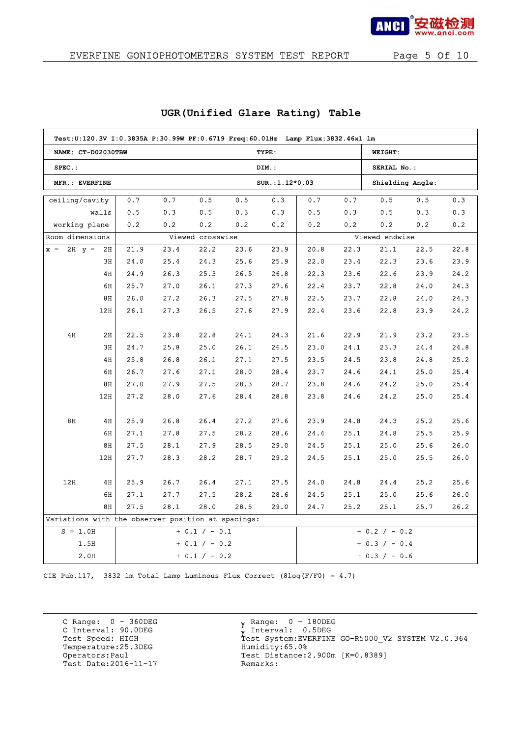## UGR(Unified Glare Rating) Table

| Test:U:120.3V I:0.3835A P:30.99W PF:0.6719 Freq:60.01Hz Lamp Flux:3832.46x1 lm | | |
|---|---|---|
| NAME: CT-D02030TBW | TYPE: | WEIGHT: |
| SPEC.: | DIM.: | SERIAL No.: |
| MFR.: EVERFINE | SUR.:1.12*0.03 | Shielding Angle: |

| ceiling/cavity | 0.7 | 0.7 | 0.5 | 0.5 | 0.3 | 0.7 | 0.7 | 0.5 | 0.5 | 0.3 |
|---|---|---|---|---|---|---|---|---|---|---|
| walls | 0.5 | 0.3 | 0.5 | 0.3 | 0.3 | 0.5 | 0.3 | 0.5 | 0.3 | 0.3 |
| working plane | 0.2 | 0.2 | 0.2 | 0.2 | 0.2 | 0.2 | 0.2 | 0.2 | 0.2 | 0.2 |
| Room dimensions | Viewed crosswise | | | | | Viewed endwise | | | | |
| x = 2H y = 2H | 21.9 | 23.4 | 22.2 | 23.6 | 23.9 | 20.8 | 22.3 | 21.1 | 22.5 | 22.8 |
| 3H | 24.0 | 25.4 | 24.3 | 25.6 | 25.9 | 22.0 | 23.4 | 22.3 | 23.6 | 23.9 |
| 4H | 24.9 | 26.3 | 25.3 | 26.5 | 26.8 | 22.3 | 23.6 | 22.6 | 23.9 | 24.2 |
| 6H | 25.7 | 27.0 | 26.1 | 27.3 | 27.6 | 22.4 | 23.7 | 22.8 | 24.0 | 24.3 |
| 8H | 26.0 | 27.2 | 26.3 | 27.5 | 27.8 | 22.5 | 23.7 | 22.8 | 24.0 | 24.3 |
| 12H | 26.1 | 27.3 | 26.5 | 27.6 | 27.9 | 22.4 | 23.6 | 22.8 | 23.9 | 24.2 |
| 4H 2H | 22.5 | 23.8 | 22.8 | 24.1 | 24.3 | 21.6 | 22.9 | 21.9 | 23.2 | 23.5 |
| 3H | 24.7 | 25.8 | 25.0 | 26.1 | 26.5 | 23.0 | 24.1 | 23.3 | 24.4 | 24.8 |
| 4H | 25.8 | 26.8 | 26.1 | 27.1 | 27.5 | 23.5 | 24.5 | 23.8 | 24.8 | 25.2 |
| 6H | 26.7 | 27.6 | 27.1 | 28.0 | 28.4 | 23.7 | 24.6 | 24.1 | 25.0 | 25.4 |
| 8H | 27.0 | 27.9 | 27.5 | 28.3 | 28.7 | 23.8 | 24.6 | 24.2 | 25.0 | 25.4 |
| 12H | 27.2 | 28.0 | 27.6 | 28.4 | 28.8 | 23.8 | 24.6 | 24.2 | 25.0 | 25.4 |
| 8H 4H | 25.9 | 26.8 | 26.4 | 27.2 | 27.6 | 23.9 | 24.8 | 24.3 | 25.2 | 25.6 |
| 6H | 27.1 | 27.8 | 27.5 | 28.2 | 28.6 | 24.4 | 25.1 | 24.8 | 25.5 | 25.9 |
| 8H | 27.5 | 28.1 | 27.9 | 28.5 | 29.0 | 24.5 | 25.1 | 25.0 | 25.6 | 26.0 |
| 12H | 27.7 | 28.3 | 28.2 | 28.7 | 29.2 | 24.5 | 25.1 | 25.0 | 25.5 | 26.0 |
| 12H 4H | 25.9 | 26.7 | 26.4 | 27.1 | 27.5 | 24.0 | 24.8 | 24.4 | 25.2 | 25.6 |
| 6H | 27.1 | 27.7 | 27.5 | 28.2 | 28.6 | 24.5 | 25.1 | 25.0 | 25.6 | 26.0 |
| 8H | 27.5 | 28.1 | 28.0 | 28.5 | 29.0 | 24.7 | 25.2 | 25.1 | 25.7 | 26.2 |
| Variations with the observer position at spacings: | | | | | | | | | | |
| S = 1.0H | + 0.1 / - 0.1 | | | | | + 0.2 / - 0.2 | | | | |
| 1.5H | + 0.1 / - 0.2 | | | | | + 0.3 / - 0.4 | | | | |
| 2.0H | + 0.1 / - 0.2 | | | | | + 0.3 / - 0.6 | | | | |

CIE Pub.117, 3832 lm Total Lamp Luminous Flux Correct (8log(F/F0) = 4.7)

C Range: 0 - 360DEG
C Interval: 90.0DEG
Test Speed: HIGH
Temperature:25.3DEG
Operators:Paul
Test Date:2016-11-17

γ Range: 0 - 180DEG
γ Interval: 0.5DEG
Test System:EVERFINE GO-R5000_V2 SYSTEM V2.0.364
Humidity:65.0%
Test Distance:2.900m [K=0.8389]
Remarks: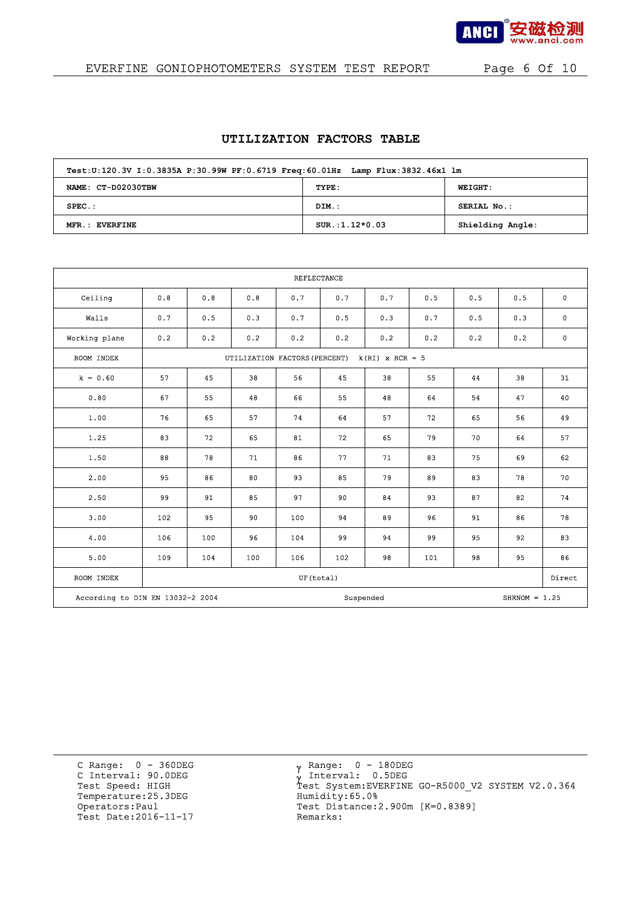# UTILIZATION FACTORS TABLE

| Test:U:120.3V I:0.3835A P:30.99W PF:0.6719 Freq:60.01Hz Lamp Flux:3832.46x1 lm | | |
|---|---|---|
| **NAME: CT-D02030TBW** | **TYPE:** | **WEIGHT:** |
| **SPEC.:** | **DIM.:** | **SERIAL No.:** |
| **MFR.: EVERFINE** | **SUR.:1.12*0.03** | **Shielding Angle:** |

| REFLECTANCE | | | | | | | | | | |
|---|---|---|---|---|---|---|---|---|---|---|
| Ceiling | 0.8 | 0.8 | 0.8 | 0.7 | 0.7 | 0.7 | 0.5 | 0.5 | 0.5 | 0 |
| Walls | 0.7 | 0.5 | 0.3 | 0.7 | 0.5 | 0.3 | 0.7 | 0.5 | 0.3 | 0 |
| Working plane | 0.2 | 0.2 | 0.2 | 0.2 | 0.2 | 0.2 | 0.2 | 0.2 | 0.2 | 0 |
| ROOM INDEX | UTILIZATION FACTORS(PERCENT) k(RI) x RCR = 5 | | | | | | | | | |
| k = 0.60 | 57 | 45 | 38 | 56 | 45 | 38 | 55 | 44 | 38 | 31 |
| 0.80 | 67 | 55 | 48 | 66 | 55 | 48 | 64 | 54 | 47 | 40 |
| 1.00 | 76 | 65 | 57 | 74 | 64 | 57 | 72 | 65 | 56 | 49 |
| 1.25 | 83 | 72 | 65 | 81 | 72 | 65 | 79 | 70 | 64 | 57 |
| 1.50 | 88 | 78 | 71 | 86 | 77 | 71 | 83 | 75 | 69 | 62 |
| 2.00 | 95 | 86 | 80 | 93 | 85 | 79 | 89 | 83 | 78 | 70 |
| 2.50 | 99 | 91 | 85 | 97 | 90 | 84 | 93 | 87 | 82 | 74 |
| 3.00 | 102 | 95 | 90 | 100 | 94 | 89 | 96 | 91 | 86 | 78 |
| 4.00 | 106 | 100 | 96 | 104 | 99 | 94 | 99 | 95 | 92 | 83 |
| 5.00 | 109 | 104 | 100 | 106 | 102 | 98 | 101 | 98 | 95 | 86 |
| ROOM INDEX | UF(total) | | | | | | | | | Direct |
| According to DIN EN 13032-2 2004 | | | | | Suspended | | | | SHRNOM = 1.25 | |

C Range: 0 - 360DEG
C Interval: 90.0DEG
Test Speed: HIGH
Temperature:25.3DEG
Operators:Paul
Test Date:2016-11-17

γ Range: 0 - 180DEG
γ Interval: 0.5DEG
Test System:EVERFINE GO-R5000_V2 SYSTEM V2.0.364
Humidity:65.0%
Test Distance:2.900m [K=0.8389]
Remarks: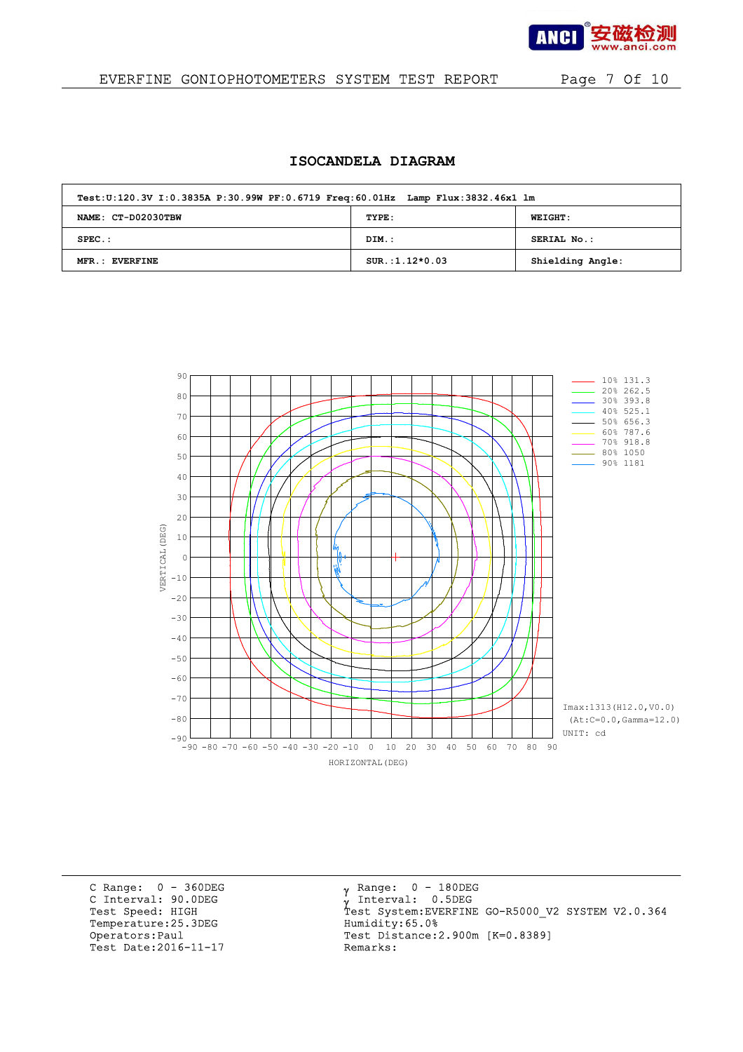# ISOCANDELA DIAGRAM

| Test:U:120.3V I:0.3835A P:30.99W PF:0.6719 Freq:60.01Hz Lamp Flux:3832.46x1 lm | | |
|---|---|---|
| NAME: CT-D02030TBW | TYPE: | WEIGHT: |
| SPEC.: | DIM.: | SERIAL No.: |
| MFR.: EVERFINE | SUR.:1.12*0.03 | Shielding Angle: |

| Level | cd |
|---|---|
| 10% | 131.3 |
| 20% | 262.5 |
| 30% | 393.8 |
| 40% | 525.1 |
| 50% | 656.3 |
| 60% | 787.6 |
| 70% | 918.8 |
| 80% | 1050 |
| 90% | 1181 |

Imax:1313(H12.0,V0.0)
(At:C=0.0,Gamma=12.0)
UNIT: cd

VERTICAL(DEG) / HORIZONTAL(DEG)

C Range: 0 - 360DEG
C Interval: 90.0DEG
Test Speed: HIGH
Temperature:25.3DEG
Operators:Paul
Test Date:2016-11-17

γ Range: 0 - 180DEG
γ Interval: 0.5DEG
Test System:EVERFINE GO-R5000_V2 SYSTEM V2.0.364
Humidity:65.0%
Test Distance:2.900m [K=0.8389]
Remarks: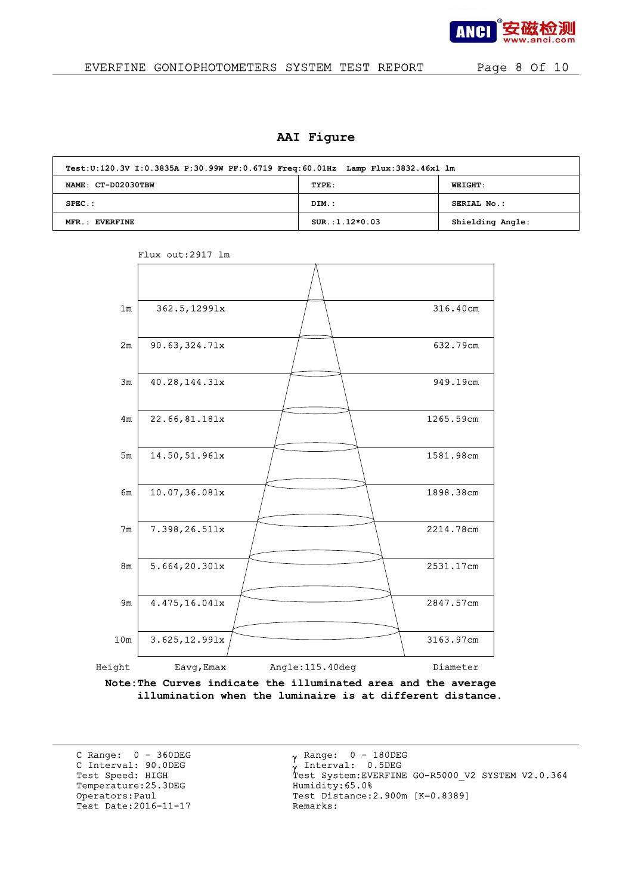## AAI Figure

| Test:U:120.3V I:0.3835A P:30.99W PF:0.6719 Freq:60.01Hz Lamp Flux:3832.46x1 lm | | |
|---|---|---|
| NAME: CT-D02030TBW | TYPE: | WEIGHT: |
| SPEC.: | DIM.: | SERIAL No.: |
| MFR.: EVERFINE | SUR.:1.12*0.03 | Shielding Angle: |

Flux out:2917 lm

| Height | Eavg,Emax | Diameter |
|---|---|---|
| 1m | 362.5,1299lx | 316.40cm |
| 2m | 90.63,324.7lx | 632.79cm |
| 3m | 40.28,144.3lx | 949.19cm |
| 4m | 22.66,81.18lx | 1265.59cm |
| 5m | 14.50,51.96lx | 1581.98cm |
| 6m | 10.07,36.08lx | 1898.38cm |
| 7m | 7.398,26.51lx | 2214.78cm |
| 8m | 5.664,20.30lx | 2531.17cm |
| 9m | 4.475,16.04lx | 2847.57cm |
| 10m | 3.625,12.99lx | 3163.97cm |

Angle:115.40deg

**Note:The Curves indicate the illuminated area and the average illumination when the luminaire is at different distance.**

C Range: 0 - 360DEG
C Interval: 90.0DEG
Test Speed: HIGH
Temperature:25.3DEG
Operators:Paul
Test Date:2016-11-17

γ Range: 0 - 180DEG
γ Interval: 0.5DEG
Test System:EVERFINE GO-R5000_V2 SYSTEM V2.0.364
Humidity:65.0%
Test Distance:2.900m [K=0.8389]
Remarks: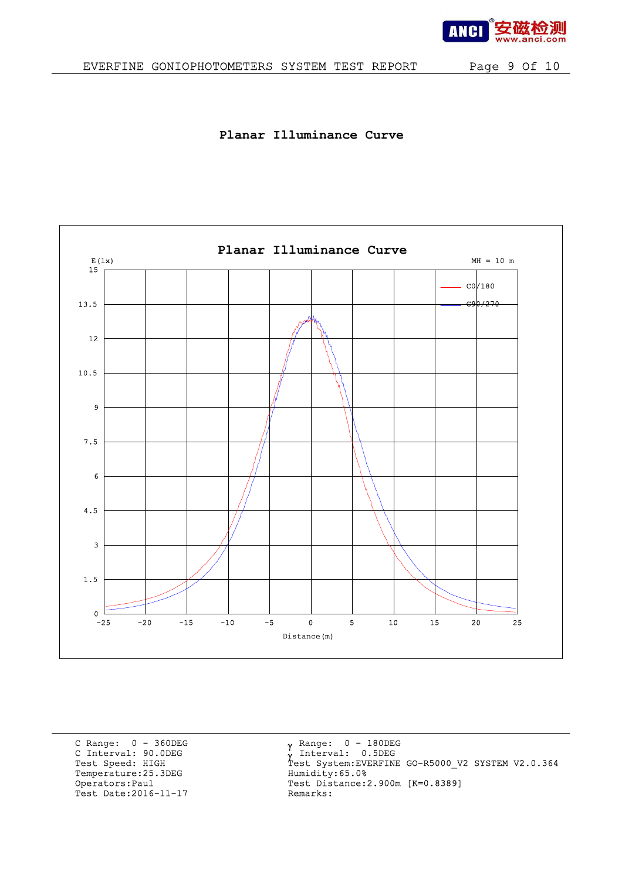# Planar Illuminance Curve

C Range: 0 - 360DEG
C Interval: 90.0DEG
Test Speed: HIGH
Temperature:25.3DEG
Operators:Paul
Test Date:2016-11-17

γ Range: 0 - 180DEG
γ Interval: 0.5DEG
Test System:EVERFINE GO-R5000_V2 SYSTEM V2.0.364
Humidity:65.0%
Test Distance:2.900m [K=0.8389]
Remarks: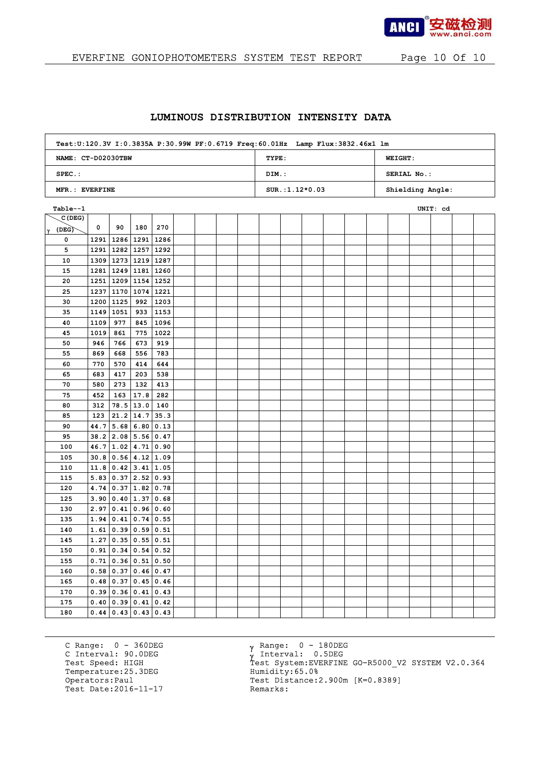## LUMINOUS DISTRIBUTION INTENSITY DATA

| Test:U:120.3V I:0.3835A P:30.99W PF:0.6719 Freq:60.01Hz Lamp Flux:3832.46x1 lm | | |
|---|---|---|
| NAME: CT-D02030TBW | TYPE: | WEIGHT: |
| SPEC.: | DIM.: | SERIAL No.: |
| MFR.: EVERFINE | SUR.:1.12*0.03 | Shielding Angle: |

Table--1 UNIT: cd

| γ (DEG) \ C (DEG) | 0 | 90 | 180 | 270 |
|---|---|---|---|---|
| 0 | 1291 | 1286 | 1291 | 1286 |
| 5 | 1291 | 1282 | 1257 | 1292 |
| 10 | 1309 | 1273 | 1219 | 1287 |
| 15 | 1281 | 1249 | 1181 | 1260 |
| 20 | 1251 | 1209 | 1154 | 1252 |
| 25 | 1237 | 1170 | 1074 | 1221 |
| 30 | 1200 | 1125 | 992 | 1203 |
| 35 | 1149 | 1051 | 933 | 1153 |
| 40 | 1109 | 977 | 845 | 1096 |
| 45 | 1019 | 861 | 775 | 1022 |
| 50 | 946 | 766 | 673 | 919 |
| 55 | 869 | 668 | 556 | 783 |
| 60 | 770 | 570 | 414 | 644 |
| 65 | 683 | 417 | 203 | 538 |
| 70 | 580 | 273 | 132 | 413 |
| 75 | 452 | 163 | 17.8 | 282 |
| 80 | 312 | 78.5 | 13.0 | 140 |
| 85 | 123 | 21.2 | 14.7 | 35.3 |
| 90 | 44.7 | 5.68 | 6.80 | 0.13 |
| 95 | 38.2 | 2.08 | 5.56 | 0.47 |
| 100 | 46.7 | 1.02 | 4.71 | 0.90 |
| 105 | 30.8 | 0.56 | 4.12 | 1.09 |
| 110 | 11.8 | 0.42 | 3.41 | 1.05 |
| 115 | 5.83 | 0.37 | 2.52 | 0.93 |
| 120 | 4.74 | 0.37 | 1.82 | 0.78 |
| 125 | 3.90 | 0.40 | 1.37 | 0.68 |
| 130 | 2.97 | 0.41 | 0.96 | 0.60 |
| 135 | 1.94 | 0.41 | 0.74 | 0.55 |
| 140 | 1.61 | 0.39 | 0.59 | 0.51 |
| 145 | 1.27 | 0.35 | 0.55 | 0.51 |
| 150 | 0.91 | 0.34 | 0.54 | 0.52 |
| 155 | 0.71 | 0.36 | 0.51 | 0.50 |
| 160 | 0.58 | 0.37 | 0.46 | 0.47 |
| 165 | 0.48 | 0.37 | 0.45 | 0.46 |
| 170 | 0.39 | 0.36 | 0.41 | 0.43 |
| 175 | 0.40 | 0.39 | 0.41 | 0.42 |
| 180 | 0.44 | 0.43 | 0.43 | 0.43 |

C Range: 0 - 360DEG
C Interval: 90.0DEG
Test Speed: HIGH
Temperature:25.3DEG
Operators:Paul
Test Date:2016-11-17

γ Range: 0 - 180DEG
γ Interval: 0.5DEG
Test System:EVERFINE GO-R5000_V2 SYSTEM V2.0.364
Humidity:65.0%
Test Distance:2.900m [K=0.8389]
Remarks: